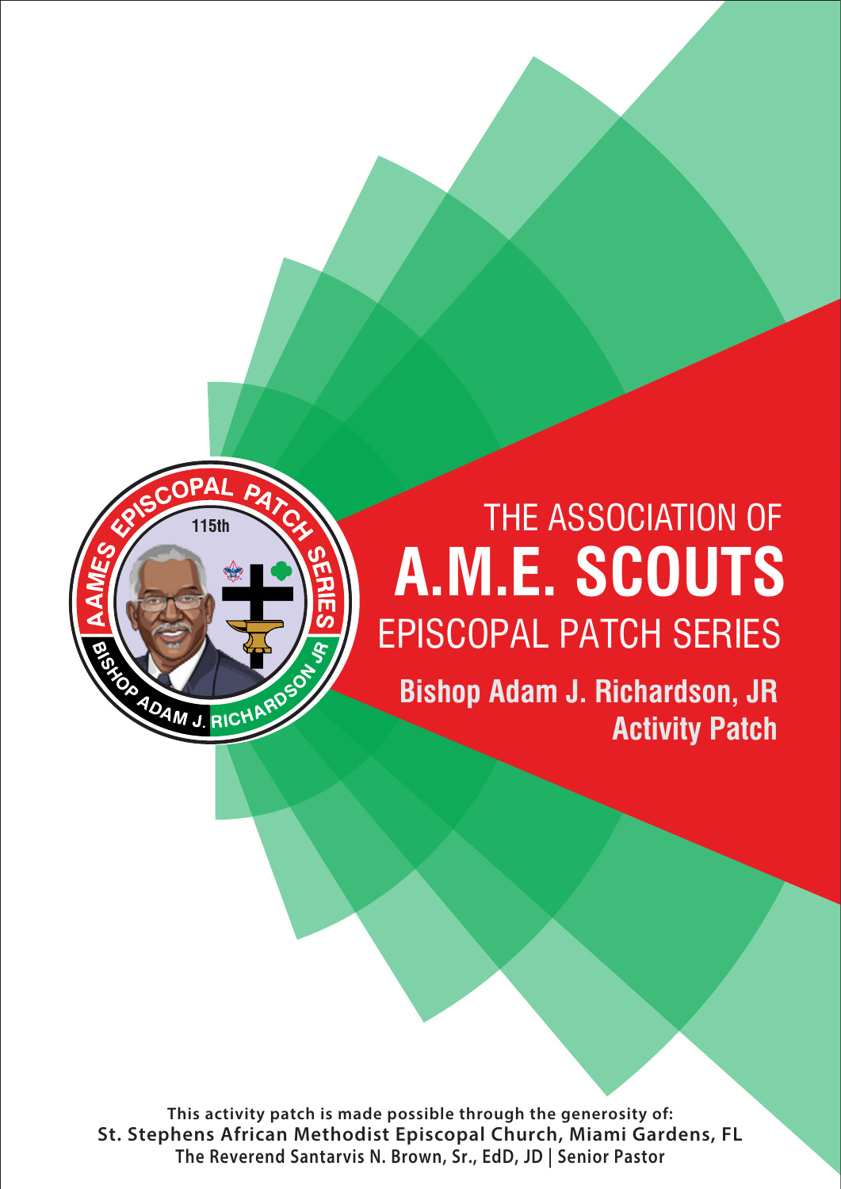# THE ASSOCIATION OF A.M.E. SCOUTS EPISCOPAL PATCH SERIES

## Bishop Adam J. Richardson, JR Activity Patch

This activity patch is made possible through the generosity of:
**St. Stephens African Methodist Episcopal Church, Miami Gardens, FL**
The Reverend Santarvis N. Brown, Sr., EdD, JD | Senior Pastor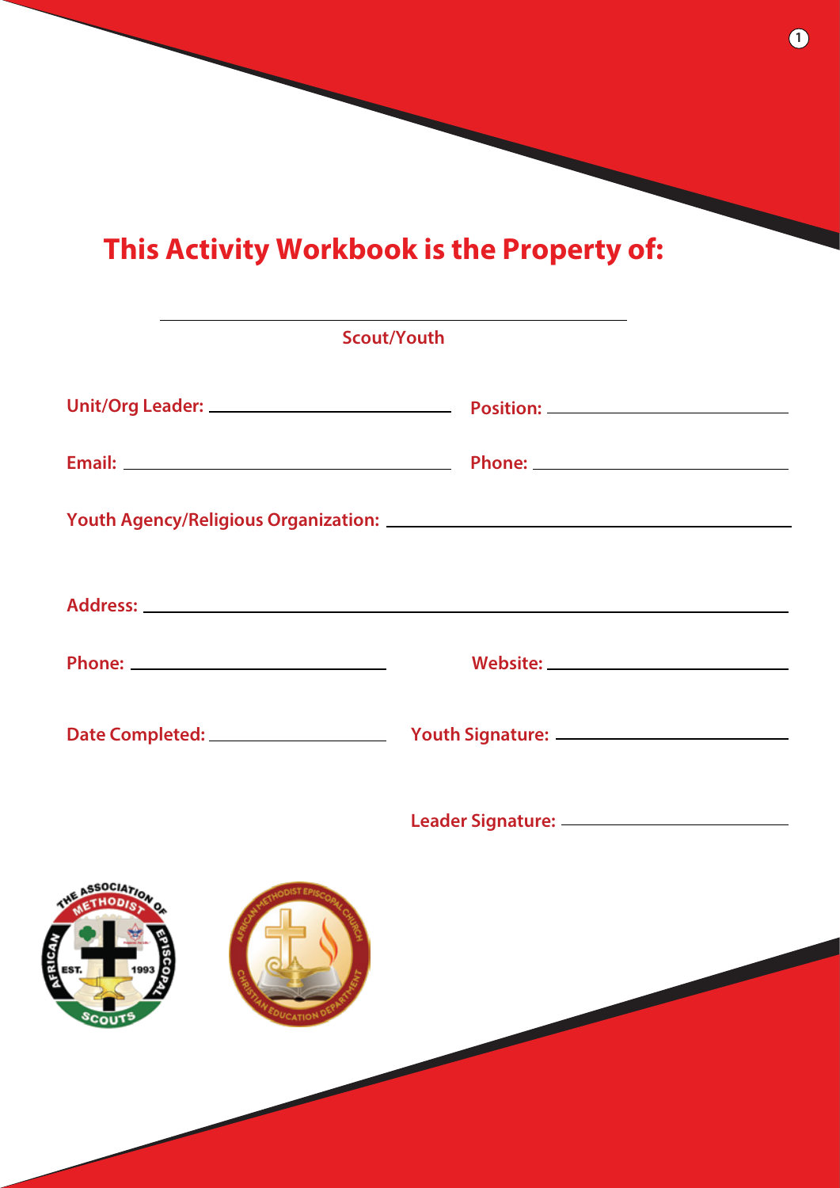# This Activity Workbook is the Property of:

\_\_\_\_\_\_\_\_\_\_\_\_\_\_\_\_\_\_\_\_\_\_\_\_\_\_\_\_\_\_\_\_\_\_\_\_

Scout/Youth

**Unit/Org Leader:** \_\_\_\_\_\_\_\_\_\_\_\_\_\_\_\_\_\_\_\_ **Position:** \_\_\_\_\_\_\_\_\_\_\_\_\_\_\_\_\_\_\_\_

**Email:** \_\_\_\_\_\_\_\_\_\_\_\_\_\_\_\_\_\_\_\_ **Phone:** \_\_\_\_\_\_\_\_\_\_\_\_\_\_\_\_\_\_\_\_

**Youth Agency/Religious Organization:** \_\_\_\_\_\_\_\_\_\_\_\_\_\_\_\_\_\_\_\_\_\_\_\_\_\_\_\_\_\_\_\_\_\_\_\_

**Address:** \_\_\_\_\_\_\_\_\_\_\_\_\_\_\_\_\_\_\_\_\_\_\_\_\_\_\_\_\_\_\_\_\_\_\_\_\_\_\_\_\_\_\_\_\_\_\_\_\_\_\_\_

**Phone:** \_\_\_\_\_\_\_\_\_\_\_\_\_\_\_\_\_\_\_\_ **Website:** \_\_\_\_\_\_\_\_\_\_\_\_\_\_\_\_\_\_\_\_

**Date Completed:** \_\_\_\_\_\_\_\_\_\_\_\_\_\_\_\_\_\_\_\_ **Youth Signature:** \_\_\_\_\_\_\_\_\_\_\_\_\_\_\_\_\_\_\_\_

**Leader Signature:** \_\_\_\_\_\_\_\_\_\_\_\_\_\_\_\_\_\_\_\_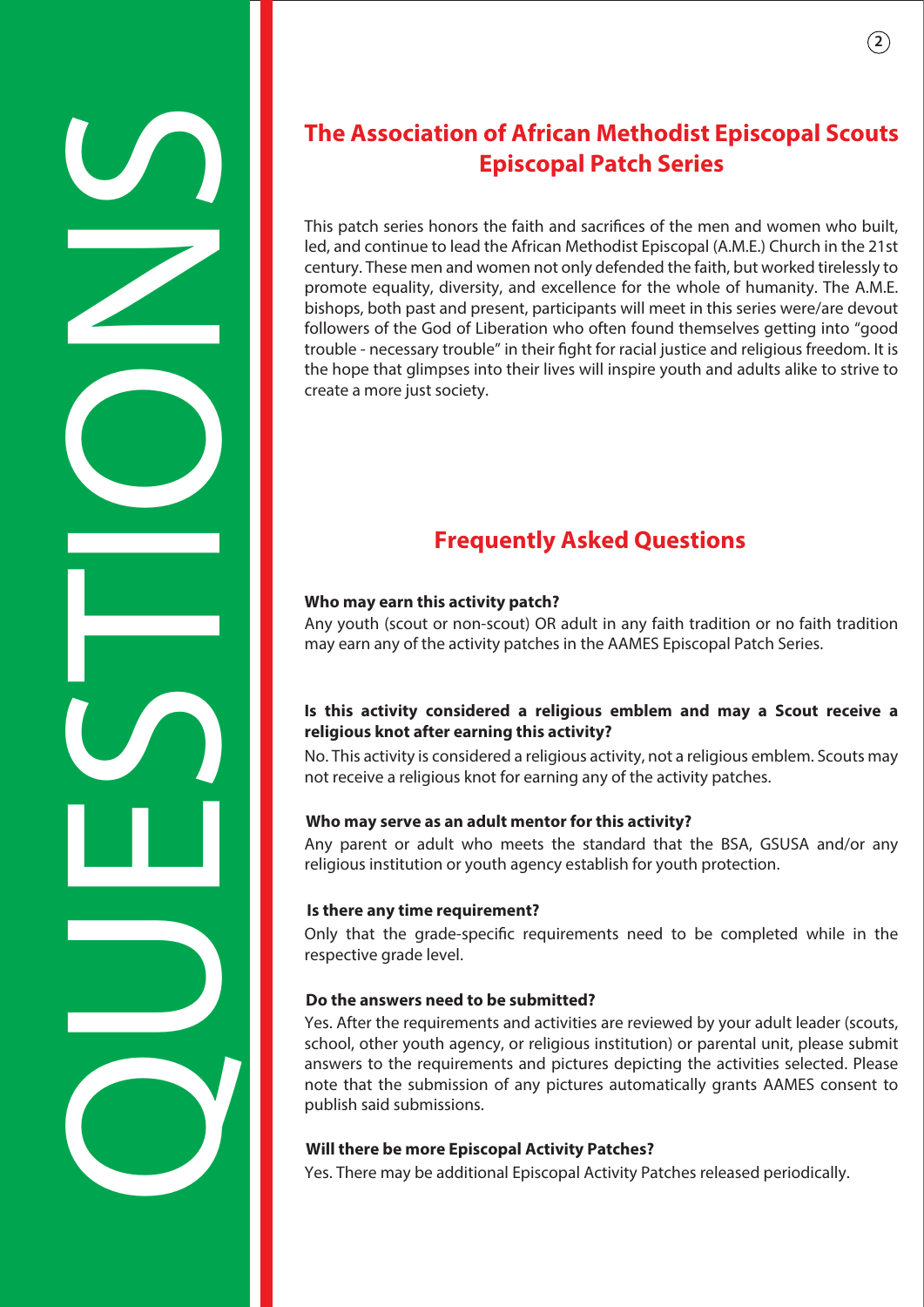# The Association of African Methodist Episcopal Scouts Episcopal Patch Series

This patch series honors the faith and sacrifices of the men and women who built, led, and continue to lead the African Methodist Episcopal (A.M.E.) Church in the 21st century. These men and women not only defended the faith, but worked tirelessly to promote equality, diversity, and excellence for the whole of humanity. The A.M.E. bishops, both past and present, participants will meet in this series were/are devout followers of the God of Liberation who often found themselves getting into "good trouble - necessary trouble" in their fight for racial justice and religious freedom. It is the hope that glimpses into their lives will inspire youth and adults alike to strive to create a more just society.

## Frequently Asked Questions

**Who may earn this activity patch?**

Any youth (scout or non-scout) OR adult in any faith tradition or no faith tradition may earn any of the activity patches in the AAMES Episcopal Patch Series.

**Is this activity considered a religious emblem and may a Scout receive a religious knot after earning this activity?**

No. This activity is considered a religious activity, not a religious emblem. Scouts may not receive a religious knot for earning any of the activity patches.

**Who may serve as an adult mentor for this activity?**

Any parent or adult who meets the standard that the BSA, GSUSA and/or any religious institution or youth agency establish for youth protection.

**Is there any time requirement?**

Only that the grade-specific requirements need to be completed while in the respective grade level.

**Do the answers need to be submitted?**

Yes. After the requirements and activities are reviewed by your adult leader (scouts, school, other youth agency, or religious institution) or parental unit, please submit answers to the requirements and pictures depicting the activities selected. Please note that the submission of any pictures automatically grants AAMES consent to publish said submissions.

**Will there be more Episcopal Activity Patches?**

Yes. There may be additional Episcopal Activity Patches released periodically.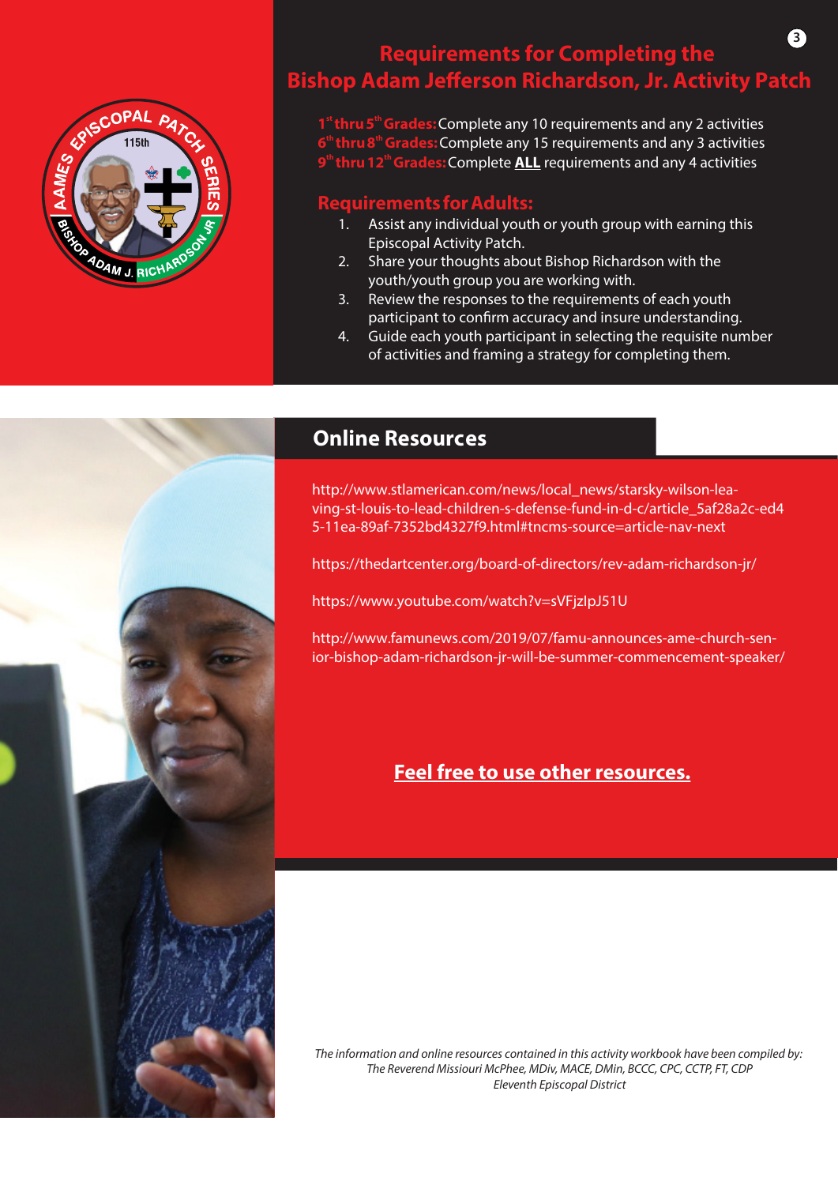## Requirements for Completing the Bishop Adam Jefferson Richardson, Jr. Activity Patch

**1st thru 5th Grades:** Complete any 10 requirements and any 2 activities
**6th thru 8th Grades:** Complete any 15 requirements and any 3 activities
**9th thru 12th Grades:** Complete **ALL** requirements and any 4 activities

### Requirements for Adults:

1. Assist any individual youth or youth group with earning this Episcopal Activity Patch.
2. Share your thoughts about Bishop Richardson with the youth/youth group you are working with.
3. Review the responses to the requirements of each youth participant to confirm accuracy and insure understanding.
4. Guide each youth participant in selecting the requisite number of activities and framing a strategy for completing them.

## Online Resources

http://www.stlamerican.com/news/local_news/starsky-wilson-leaving-st-louis-to-lead-children-s-defense-fund-in-d-c/article_5af28a2c-ed45-11ea-89af-7352bd4327f9.html#tncms-source=article-nav-next

https://thedartcenter.org/board-of-directors/rev-adam-richardson-jr/

https://www.youtube.com/watch?v=sVFjzIpJ51U

http://www.famunews.com/2019/07/famu-announces-ame-church-senior-bishop-adam-richardson-jr-will-be-summer-commencement-speaker/

**Feel free to use other resources.**

*The information and online resources contained in this activity workbook have been compiled by:*
*The Reverend Missiouri McPhee, MDiv, MACE, DMin, BCCC, CPC, CCTP, FT, CDP*
*Eleventh Episcopal District*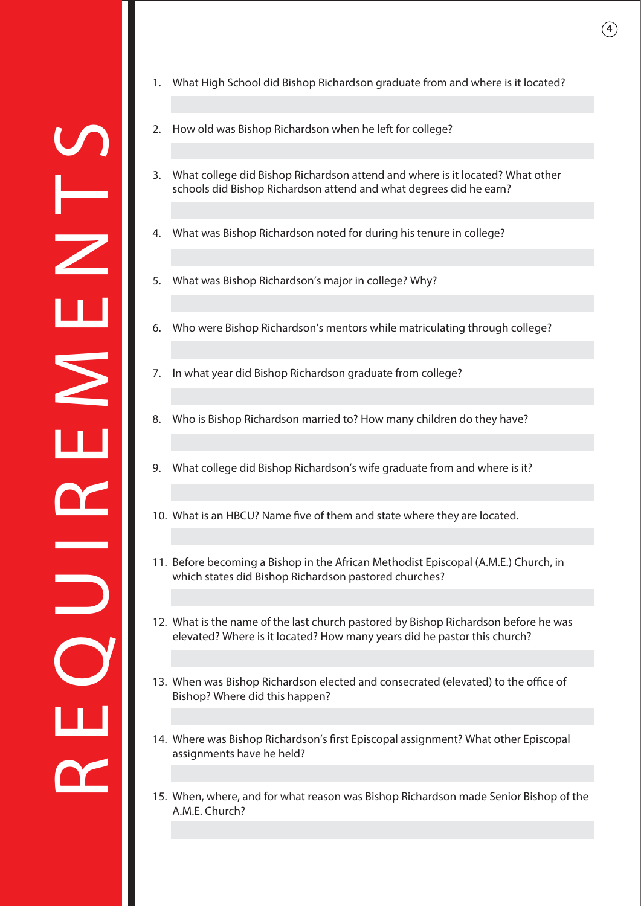# REQUIREMENTS

1. What High School did Bishop Richardson graduate from and where is it located?

2. How old was Bishop Richardson when he left for college?

3. What college did Bishop Richardson attend and where is it located? What other schools did Bishop Richardson attend and what degrees did he earn?

4. What was Bishop Richardson noted for during his tenure in college?

5. What was Bishop Richardson's major in college? Why?

6. Who were Bishop Richardson's mentors while matriculating through college?

7. In what year did Bishop Richardson graduate from college?

8. Who is Bishop Richardson married to? How many children do they have?

9. What college did Bishop Richardson's wife graduate from and where is it?

10. What is an HBCU? Name five of them and state where they are located.

11. Before becoming a Bishop in the African Methodist Episcopal (A.M.E.) Church, in which states did Bishop Richardson pastored churches?

12. What is the name of the last church pastored by Bishop Richardson before he was elevated? Where is it located? How many years did he pastor this church?

13. When was Bishop Richardson elected and consecrated (elevated) to the office of Bishop? Where did this happen?

14. Where was Bishop Richardson's first Episcopal assignment? What other Episcopal assignments have he held?

15. When, where, and for what reason was Bishop Richardson made Senior Bishop of the A.M.E. Church?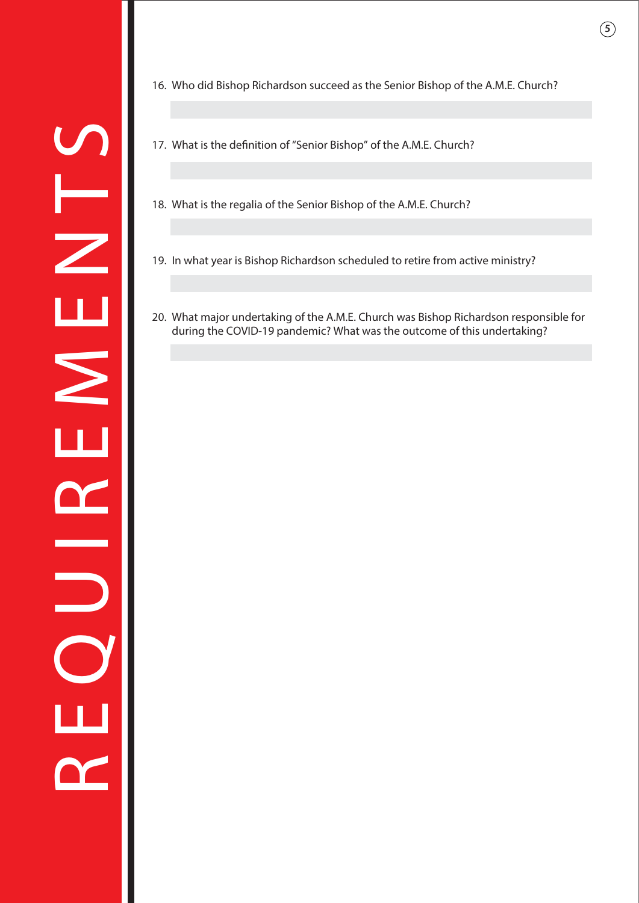16. Who did Bishop Richardson succeed as the Senior Bishop of the A.M.E. Church?

17. What is the definition of "Senior Bishop" of the A.M.E. Church?

18. What is the regalia of the Senior Bishop of the A.M.E. Church?

19. In what year is Bishop Richardson scheduled to retire from active ministry?

20. What major undertaking of the A.M.E. Church was Bishop Richardson responsible for during the COVID-19 pandemic? What was the outcome of this undertaking?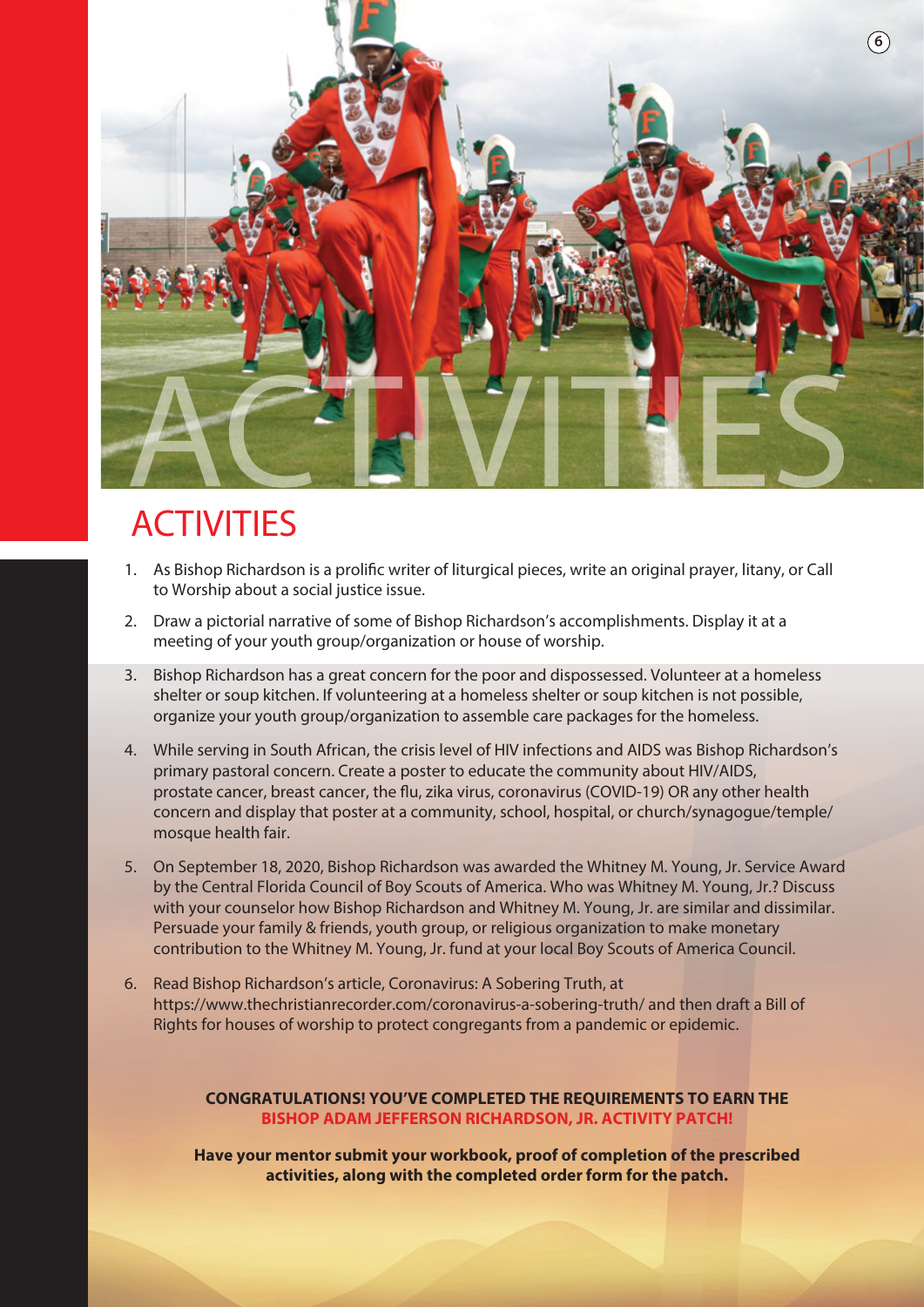# ACTIVITIES

1. As Bishop Richardson is a prolific writer of liturgical pieces, write an original prayer, litany, or Call to Worship about a social justice issue.

2. Draw a pictorial narrative of some of Bishop Richardson's accomplishments. Display it at a meeting of your youth group/organization or house of worship.

3. Bishop Richardson has a great concern for the poor and dispossessed. Volunteer at a homeless shelter or soup kitchen. If volunteering at a homeless shelter or soup kitchen is not possible, organize your youth group/organization to assemble care packages for the homeless.

4. While serving in South African, the crisis level of HIV infections and AIDS was Bishop Richardson's primary pastoral concern. Create a poster to educate the community about HIV/AIDS, prostate cancer, breast cancer, the flu, zika virus, coronavirus (COVID-19) OR any other health concern and display that poster at a community, school, hospital, or church/synagogue/temple/mosque health fair.

5. On September 18, 2020, Bishop Richardson was awarded the Whitney M. Young, Jr. Service Award by the Central Florida Council of Boy Scouts of America. Who was Whitney M. Young, Jr.? Discuss with your counselor how Bishop Richardson and Whitney M. Young, Jr. are similar and dissimilar. Persuade your family & friends, youth group, or religious organization to make monetary contribution to the Whitney M. Young, Jr. fund at your local Boy Scouts of America Council.

6. Read Bishop Richardson's article, Coronavirus: A Sobering Truth, at https://www.thechristianrecorder.com/coronavirus-a-sobering-truth/ and then draft a Bill of Rights for houses of worship to protect congregants from a pandemic or epidemic.

**CONGRATULATIONS! YOU'VE COMPLETED THE REQUIREMENTS TO EARN THE BISHOP ADAM JEFFERSON RICHARDSON, JR. ACTIVITY PATCH!**

**Have your mentor submit your workbook, proof of completion of the prescribed activities, along with the completed order form for the patch.**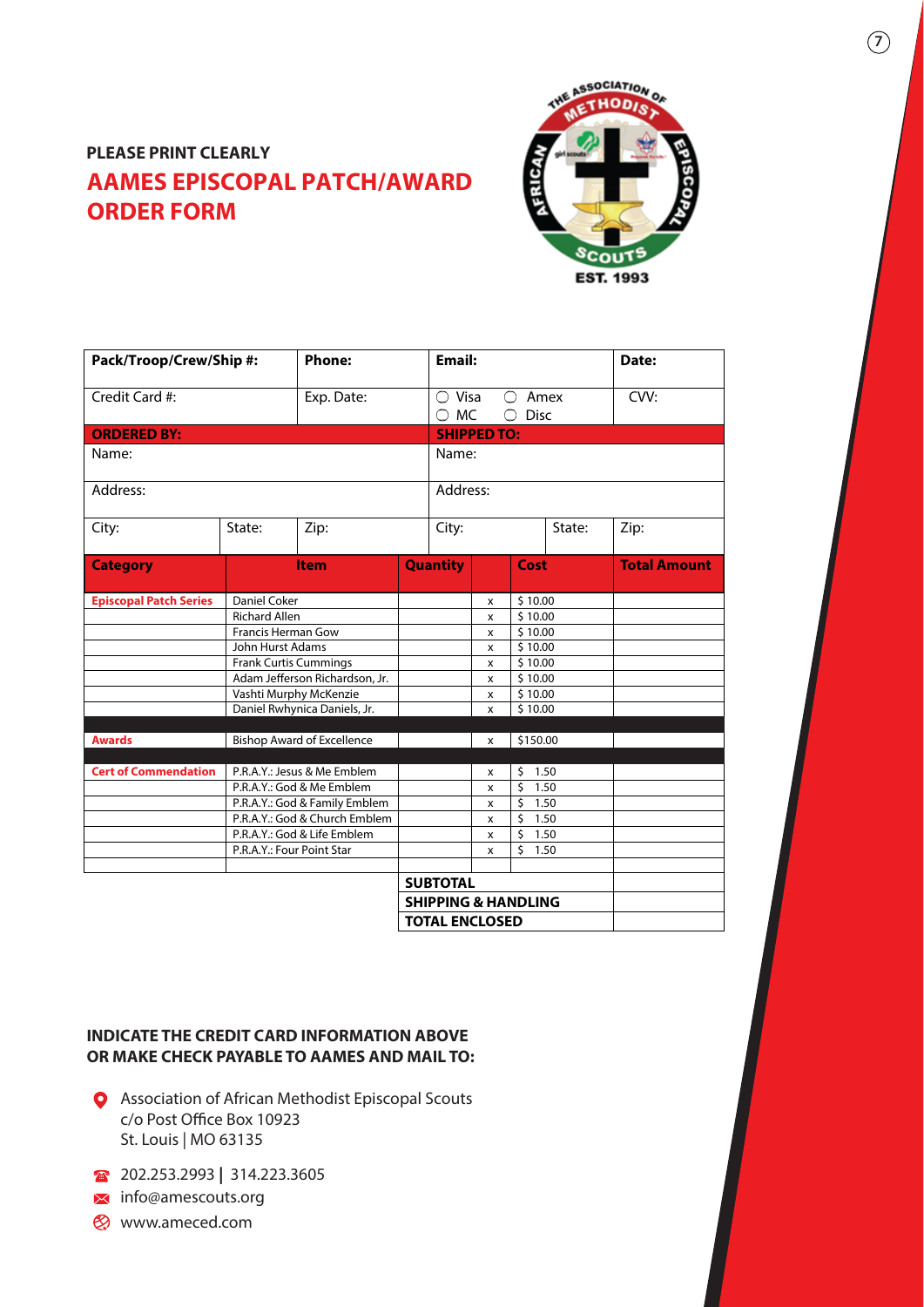**PLEASE PRINT CLEARLY**

## AAMES EPISCOPAL PATCH/AWARD ORDER FORM

| Pack/Troop/Crew/Ship #: | | Phone: | Email: | | Date: |
|---|---|---|---|---|---|
| Credit Card #: | | Exp. Date: | ○ Visa ○ Amex ○ MC ○ Disc | | CVV: |
| **ORDERED BY:** | | | **SHIPPED TO:** | | |
| Name: | | | Name: | | |
| Address: | | | Address: | | |
| City: | State: | Zip: | City: | State: | Zip: |

| Category | Item | Quantity | | Cost | Total Amount |
|---|---|---|---|---|---|
| **Episcopal Patch Series** | Daniel Coker | | x | $ 10.00 | |
| | Richard Allen | | x | $ 10.00 | |
| | Francis Herman Gow | | x | $ 10.00 | |
| | John Hurst Adams | | x | $ 10.00 | |
| | Frank Curtis Cummings | | x | $ 10.00 | |
| | Adam Jefferson Richardson, Jr. | | x | $ 10.00 | |
| | Vashti Murphy McKenzie | | x | $ 10.00 | |
| | Daniel Rwhynica Daniels, Jr. | | x | $ 10.00 | |
| **Awards** | Bishop Award of Excellence | | x | $150.00 | |
| **Cert of Commendation** | P.R.A.Y.: Jesus & Me Emblem | | x | $ 1.50 | |
| | P.R.A.Y.: God & Me Emblem | | x | $ 1.50 | |
| | P.R.A.Y.: God & Family Emblem | | x | $ 1.50 | |
| | P.R.A.Y.: God & Church Emblem | | x | $ 1.50 | |
| | P.R.A.Y.: God & Life Emblem | | x | $ 1.50 | |
| | P.R.A.Y.: Four Point Star | | x | $ 1.50 | |
| | | **SUBTOTAL** | | | |
| | | **SHIPPING & HANDLING** | | | |
| | | **TOTAL ENCLOSED** | | | |

**INDICATE THE CREDIT CARD INFORMATION ABOVE OR MAKE CHECK PAYABLE TO AAMES AND MAIL TO:**

Association of African Methodist Episcopal Scouts
c/o Post Office Box 10923
St. Louis | MO 63135

202.253.2993 | 314.223.3605
info@amescouts.org
www.ameced.com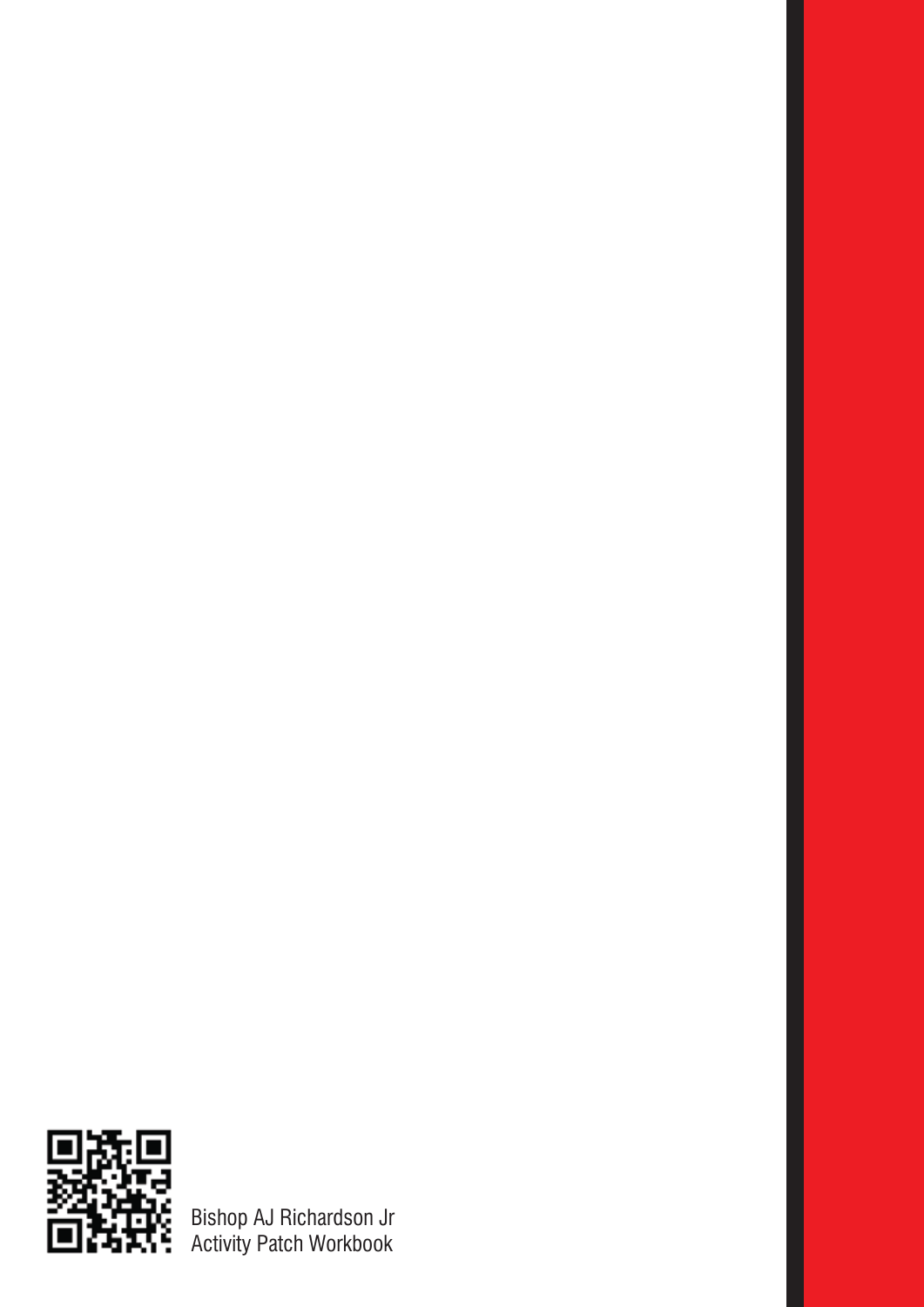Bishop AJ Richardson Jr
Activity Patch Workbook